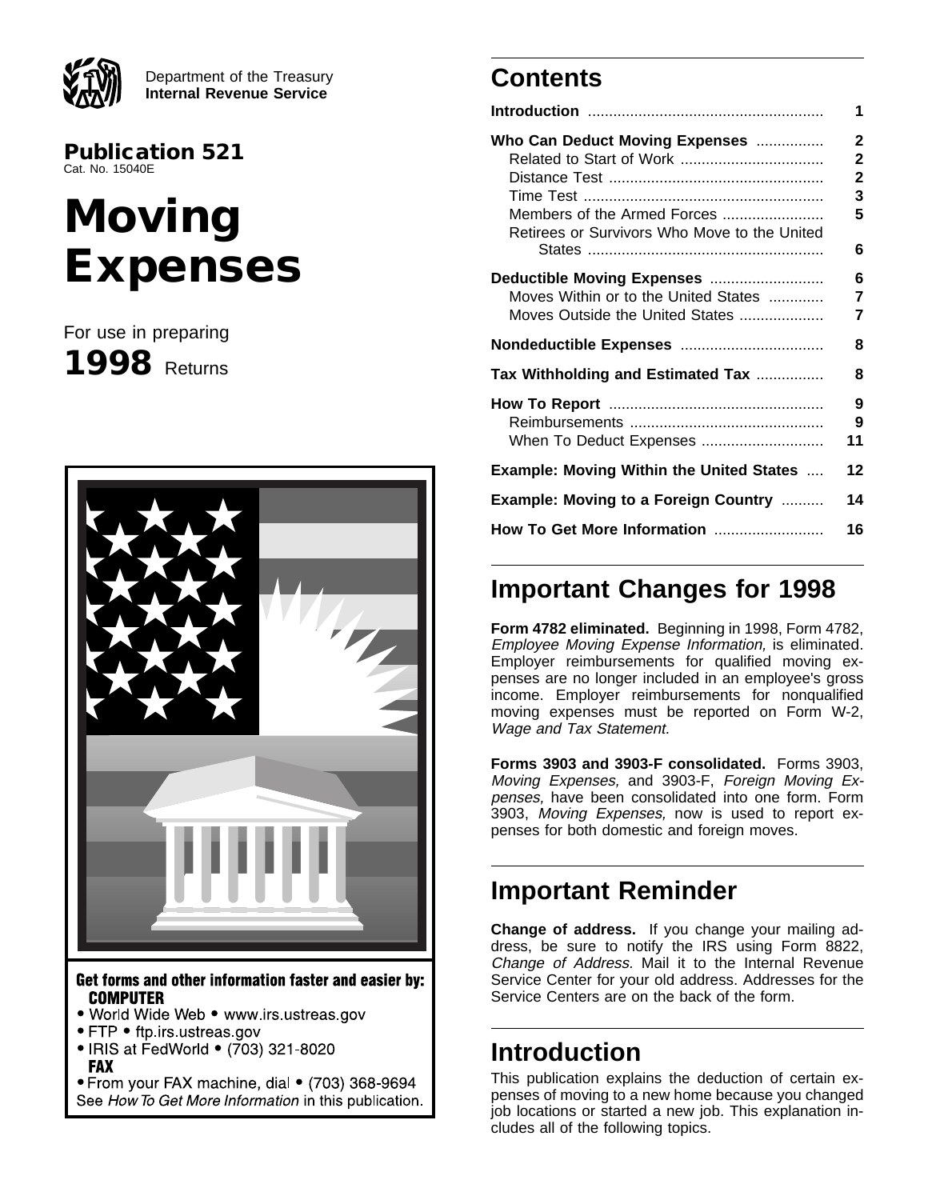Department of the Treasury
**Internal Revenue Service**

**Publication 521**
Cat. No. 15040E

# Moving Expenses

For use in preparing
**1998** Returns

**Get forms and other information faster and easier by:**
**COMPUTER**
- World Wide Web • www.irs.ustreas.gov
- FTP • ftp.irs.ustreas.gov
- IRIS at FedWorld • (703) 321-8020

**FAX**
- From your FAX machine, dial • (703) 368-9694

See *How To Get More Information* in this publication.

## Contents

| | |
|---|---|
| **Introduction** | 1 |
| **Who Can Deduct Moving Expenses** | 2 |
| Related to Start of Work | 2 |
| Distance Test | 2 |
| Time Test | 3 |
| Members of the Armed Forces | 5 |
| Retirees or Survivors Who Move to the United States | 6 |
| **Deductible Moving Expenses** | 6 |
| Moves Within or to the United States | 7 |
| Moves Outside the United States | 7 |
| **Nondeductible Expenses** | 8 |
| **Tax Withholding and Estimated Tax** | 8 |
| **How To Report** | 9 |
| Reimbursements | 9 |
| When To Deduct Expenses | 11 |
| **Example: Moving Within the United States** | 12 |
| **Example: Moving to a Foreign Country** | 14 |
| **How To Get More Information** | 16 |

## Important Changes for 1998

**Form 4782 eliminated.** Beginning in 1998, Form 4782, *Employee Moving Expense Information,* is eliminated. Employer reimbursements for qualified moving expenses are no longer included in an employee's gross income. Employer reimbursements for nonqualified moving expenses must be reported on Form W-2, *Wage and Tax Statement.*

**Forms 3903 and 3903-F consolidated.** Forms 3903, *Moving Expenses,* and 3903-F, *Foreign Moving Expenses,* have been consolidated into one form. Form 3903, *Moving Expenses,* now is used to report expenses for both domestic and foreign moves.

## Important Reminder

**Change of address.** If you change your mailing address, be sure to notify the IRS using Form 8822, *Change of Address.* Mail it to the Internal Revenue Service Center for your old address. Addresses for the Service Centers are on the back of the form.

## Introduction

This publication explains the deduction of certain expenses of moving to a new home because you changed job locations or started a new job. This explanation includes all of the following topics.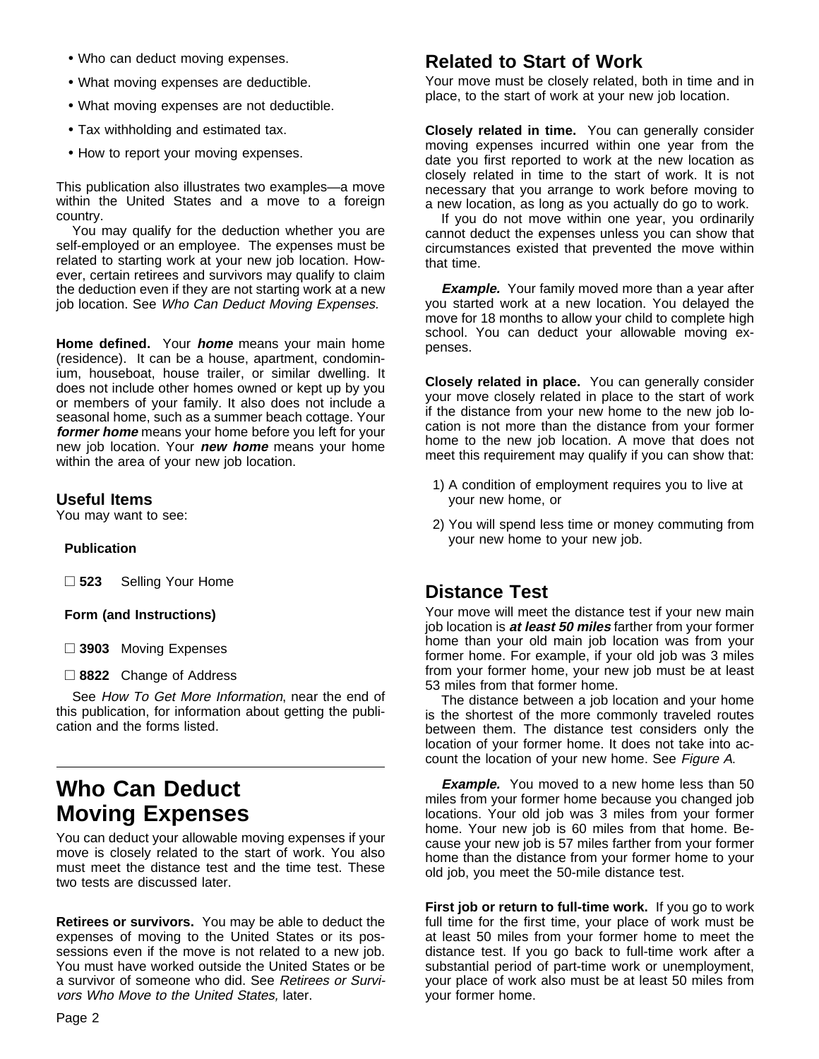- Who can deduct moving expenses.
- What moving expenses are deductible.
- What moving expenses are not deductible.
- Tax withholding and estimated tax.
- How to report your moving expenses.

This publication also illustrates two examples—a move within the United States and a move to a foreign country.

You may qualify for the deduction whether you are self-employed or an employee. The expenses must be related to starting work at your new job location. However, certain retirees and survivors may qualify to claim the deduction even if they are not starting work at a new job location. See *Who Can Deduct Moving Expenses.*

**Home defined.** Your ***home*** means your main home (residence). It can be a house, apartment, condominium, houseboat, house trailer, or similar dwelling. It does not include other homes owned or kept up by you or members of your family. It also does not include a seasonal home, such as a summer beach cottage. Your ***former home*** means your home before you left for your new job location. Your ***new home*** means your home within the area of your new job location.

### Useful Items

You may want to see:

**Publication**

- ☐ **523** Selling Your Home

**Form (and Instructions)**

- ☐ **3903** Moving Expenses
- ☐ **8822** Change of Address

See *How To Get More Information*, near the end of this publication, for information about getting the publication and the forms listed.

# Who Can Deduct Moving Expenses

You can deduct your allowable moving expenses if your move is closely related to the start of work. You also must meet the distance test and the time test. These two tests are discussed later.

**Retirees or survivors.** You may be able to deduct the expenses of moving to the United States or its possessions even if the move is not related to a new job. You must have worked outside the United States or be a survivor of someone who did. See *Retirees or Survivors Who Move to the United States,* later.

## Related to Start of Work

Your move must be closely related, both in time and in place, to the start of work at your new job location.

**Closely related in time.** You can generally consider moving expenses incurred within one year from the date you first reported to work at the new location as closely related in time to the start of work. It is not necessary that you arrange to work before moving to a new location, as long as you actually do go to work.

If you do not move within one year, you ordinarily cannot deduct the expenses unless you can show that circumstances existed that prevented the move within that time.

***Example.*** Your family moved more than a year after you started work at a new location. You delayed the move for 18 months to allow your child to complete high school. You can deduct your allowable moving expenses.

**Closely related in place.** You can generally consider your move closely related in place to the start of work if the distance from your new home to the new job location is not more than the distance from your former home to the new job location. A move that does not meet this requirement may qualify if you can show that:

1) A condition of employment requires you to live at your new home, or
2) You will spend less time or money commuting from your new home to your new job.

## Distance Test

Your move will meet the distance test if your new main job location is ***at least 50 miles*** farther from your former home than your old main job location was from your former home. For example, if your old job was 3 miles from your former home, your new job must be at least 53 miles from that former home.

The distance between a job location and your home is the shortest of the more commonly traveled routes between them. The distance test considers only the location of your former home. It does not take into account the location of your new home. See *Figure A*.

***Example.*** You moved to a new home less than 50 miles from your former home because you changed job locations. Your old job was 3 miles from your former home. Your new job is 60 miles from that home. Because your new job is 57 miles farther from your former home than the distance from your former home to your old job, you meet the 50-mile distance test.

**First job or return to full-time work.** If you go to work full time for the first time, your place of work must be at least 50 miles from your former home to meet the distance test. If you go back to full-time work after a substantial period of part-time work or unemployment, your place of work also must be at least 50 miles from your former home.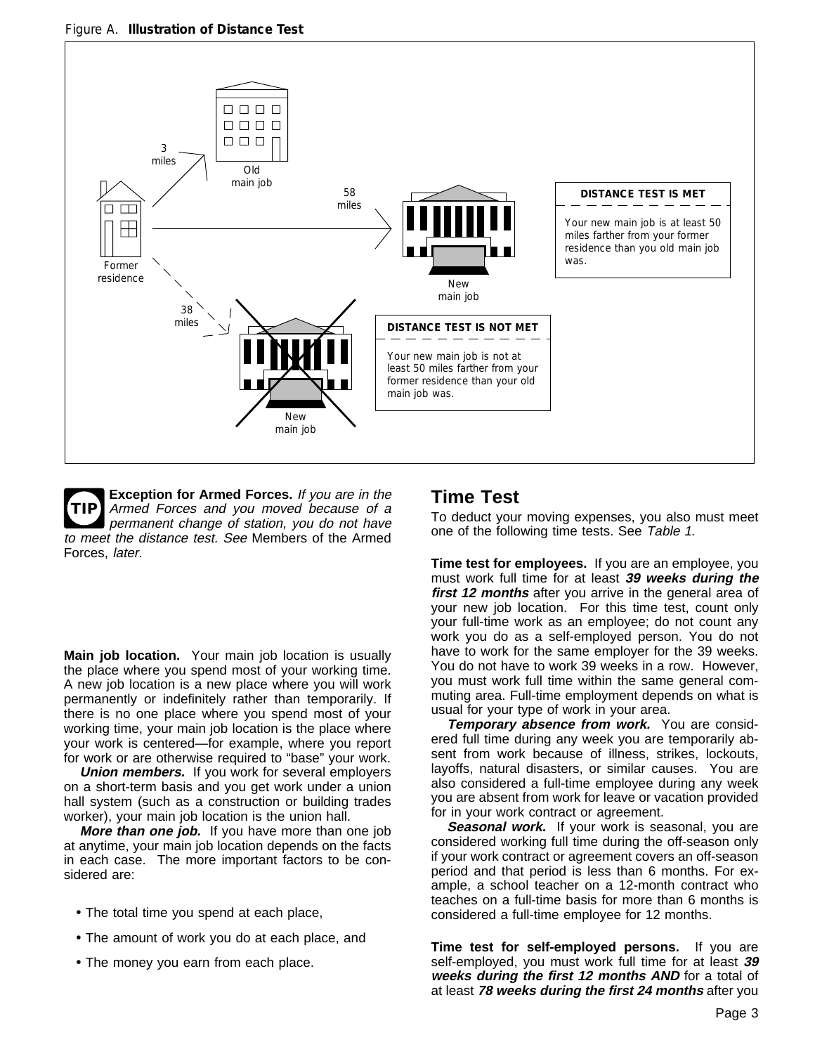Figure A. **Illustration of Distance Test**

3 miles

Old main job

58 miles

Former residence

New main job

**DISTANCE TEST IS MET**

Your new main job is at least 50 miles farther from your former residence than you old main job was.

38 miles

New main job

**DISTANCE TEST IS NOT MET**

Your new main job is not at least 50 miles farther from your former residence than your old main job was.

**TIP** **Exception for Armed Forces.** *If you are in the Armed Forces and you moved because of a permanent change of station, you do not have to meet the distance test. See* Members of the Armed Forces, *later.*

**Main job location.** Your main job location is usually the place where you spend most of your working time. A new job location is a new place where you will work permanently or indefinitely rather than temporarily. If there is no one place where you spend most of your working time, your main job location is the place where your work is centered—for example, where you report for work or are otherwise required to "base" your work.

***Union members.*** If you work for several employers on a short-term basis and you get work under a union hall system (such as a construction or building trades worker), your main job location is the union hall.

***More than one job.*** If you have more than one job at anytime, your main job location depends on the facts in each case. The more important factors to be considered are:

- The total time you spend at each place,
- The amount of work you do at each place, and
- The money you earn from each place.

## Time Test

To deduct your moving expenses, you also must meet one of the following time tests. See *Table 1.*

**Time test for employees.** If you are an employee, you must work full time for at least ***39 weeks during the first 12 months*** after you arrive in the general area of your new job location. For this time test, count only your full-time work as an employee; do not count any work you do as a self-employed person. You do not have to work for the same employer for the 39 weeks. You do not have to work 39 weeks in a row. However, you must work full time within the same general commuting area. Full-time employment depends on what is usual for your type of work in your area.

***Temporary absence from work.*** You are considered full time during any week you are temporarily absent from work because of illness, strikes, lockouts, layoffs, natural disasters, or similar causes. You are also considered a full-time employee during any week you are absent from work for leave or vacation provided for in your work contract or agreement.

***Seasonal work.*** If your work is seasonal, you are considered working full time during the off-season only if your work contract or agreement covers an off-season period and that period is less than 6 months. For example, a school teacher on a 12-month contract who teaches on a full-time basis for more than 6 months is considered a full-time employee for 12 months.

**Time test for self-employed persons.** If you are self-employed, you must work full time for at least ***39 weeks during the first 12 months AND*** for a total of at least ***78 weeks during the first 24 months*** after you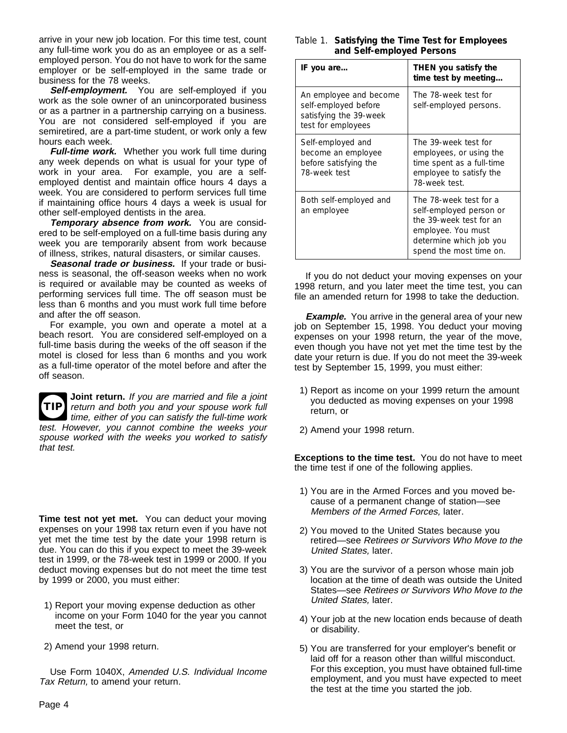arrive in your new job location. For this time test, count any full-time work you do as an employee or as a self-employed person. You do not have to work for the same employer or be self-employed in the same trade or business for the 78 weeks.

***Self-employment.*** You are self-employed if you work as the sole owner of an unincorporated business or as a partner in a partnership carrying on a business. You are not considered self-employed if you are semiretired, are a part-time student, or work only a few hours each week.

***Full-time work.*** Whether you work full time during any week depends on what is usual for your type of work in your area. For example, you are a self-employed dentist and maintain office hours 4 days a week. You are considered to perform services full time if maintaining office hours 4 days a week is usual for other self-employed dentists in the area.

***Temporary absence from work.*** You are considered to be self-employed on a full-time basis during any week you are temporarily absent from work because of illness, strikes, natural disasters, or similar causes.

***Seasonal trade or business.*** If your trade or business is seasonal, the off-season weeks when no work is required or available may be counted as weeks of performing services full time. The off season must be less than 6 months and you must work full time before and after the off season.

For example, you own and operate a motel at a beach resort. You are considered self-employed on a full-time basis during the weeks of the off season if the motel is closed for less than 6 months and you work as a full-time operator of the motel before and after the off season.

TIP **Joint return.** *If you are married and file a joint return and both you and your spouse work full time, either of you can satisfy the full-time work test. However, you cannot combine the weeks your spouse worked with the weeks you worked to satisfy that test.*

**Time test not yet met.** You can deduct your moving expenses on your 1998 tax return even if you have not yet met the time test by the date your 1998 return is due. You can do this if you expect to meet the 39-week test in 1999, or the 78-week test in 1999 or 2000. If you deduct moving expenses but do not meet the time test by 1999 or 2000, you must either:

1) Report your moving expense deduction as other income on your Form 1040 for the year you cannot meet the test, or

2) Amend your 1998 return.

Use Form 1040X, *Amended U.S. Individual Income Tax Return,* to amend your return.

Table 1. **Satisfying the Time Test for Employees and Self-employed Persons**

| IF you are... | THEN you satisfy the time test by meeting... |
|---|---|
| An employee and become self-employed before satisfying the 39-week test for employees | The 78-week test for self-employed persons. |
| Self-employed and become an employee before satisfying the 78-week test | The 39-week test for employees, or using the time spent as a full-time employee to satisfy the 78-week test. |
| Both self-employed and an employee | The 78-week test for a self-employed person or the 39-week test for an employee. You must determine which job you spend the most time on. |

If you do not deduct your moving expenses on your 1998 return, and you later meet the time test, you can file an amended return for 1998 to take the deduction.

***Example.*** You arrive in the general area of your new job on September 15, 1998. You deduct your moving expenses on your 1998 return, the year of the move, even though you have not yet met the time test by the date your return is due. If you do not meet the 39-week test by September 15, 1999, you must either:

1) Report as income on your 1999 return the amount you deducted as moving expenses on your 1998 return, or

2) Amend your 1998 return.

**Exceptions to the time test.** You do not have to meet the time test if one of the following applies.

1) You are in the Armed Forces and you moved because of a permanent change of station—see *Members of the Armed Forces,* later.

2) You moved to the United States because you retired—see *Retirees or Survivors Who Move to the United States,* later.

3) You are the survivor of a person whose main job location at the time of death was outside the United States—see *Retirees or Survivors Who Move to the United States,* later.

4) Your job at the new location ends because of death or disability.

5) You are transferred for your employer's benefit or laid off for a reason other than willful misconduct. For this exception, you must have obtained full-time employment, and you must have expected to meet the test at the time you started the job.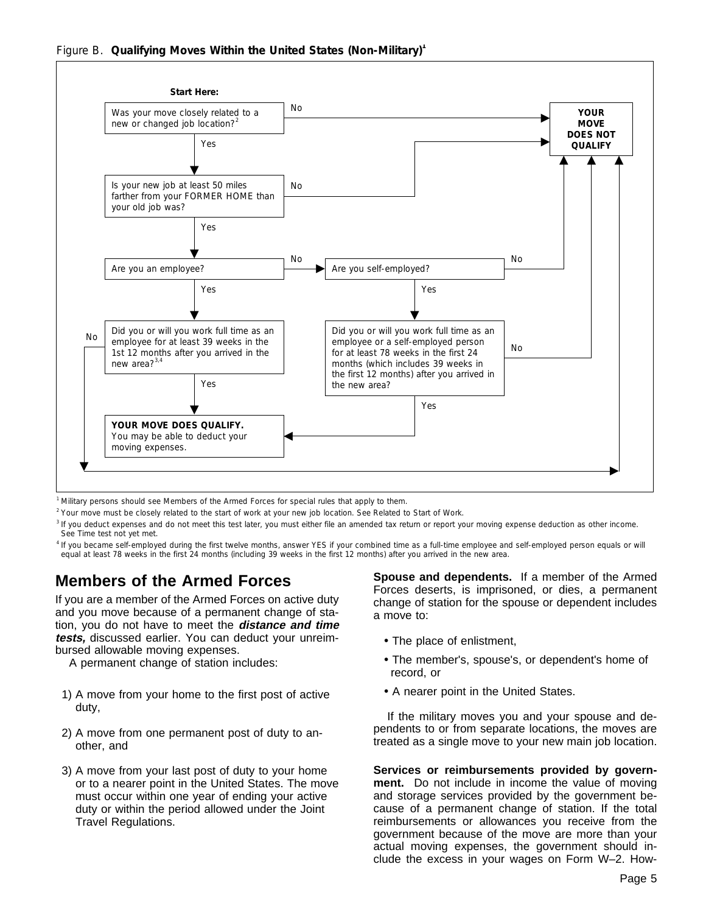Figure B. **Qualifying Moves Within the United States (Non-Military)**[1]

**Start Here:**

Was your move closely related to a new or changed job location?[2]
- No → **YOUR MOVE DOES NOT QUALIFY**
- Yes ↓

Is your new job at least 50 miles farther from your FORMER HOME than your old job was?
- No → **YOUR MOVE DOES NOT QUALIFY**
- Yes ↓

Are you an employee?
- No → Are you self-employed?
  - No → **YOUR MOVE DOES NOT QUALIFY**
  - Yes → Did you or will you work full time as an employee or a self-employed person for at least 78 weeks in the first 24 months (which includes 39 weeks in the first 12 months) after you arrived in the new area?
    - No → **YOUR MOVE DOES NOT QUALIFY**
    - Yes → **YOUR MOVE DOES QUALIFY.** You may be able to deduct your moving expenses.
- Yes → Did you or will you work full time as an employee for at least 39 weeks in the 1st 12 months after you arrived in the new area?[3,4]
  - No → **YOUR MOVE DOES NOT QUALIFY**
  - Yes → **YOUR MOVE DOES QUALIFY.** You may be able to deduct your moving expenses.

[1] Military persons should see Members of the Armed Forces for special rules that apply to them.

[2] Your move must be closely related to the start of work at your new job location. See Related to Start of Work.

[3] If you deduct expenses and do not meet this test later, you must either file an amended tax return or report your moving expense deduction as other income. See Time test not yet met.

[4] If you became self-employed during the first twelve months, answer YES if your combined time as a full-time employee and self-employed person equals or will equal at least 78 weeks in the first 24 months (including 39 weeks in the first 12 months) after you arrived in the new area.

## Members of the Armed Forces

If you are a member of the Armed Forces on active duty and you move because of a permanent change of station, you do not have to meet the ***distance and time tests,*** discussed earlier. You can deduct your unreimbursed allowable moving expenses.

A permanent change of station includes:

1) A move from your home to the first post of active duty,

2) A move from one permanent post of duty to another, and

3) A move from your last post of duty to your home or to a nearer point in the United States. The move must occur within one year of ending your active duty or within the period allowed under the Joint Travel Regulations.

**Spouse and dependents.** If a member of the Armed Forces deserts, is imprisoned, or dies, a permanent change of station for the spouse or dependent includes a move to:

- The place of enlistment,
- The member's, spouse's, or dependent's home of record, or
- A nearer point in the United States.

If the military moves you and your spouse and dependents to or from separate locations, the moves are treated as a single move to your new main job location.

**Services or reimbursements provided by government.** Do not include in income the value of moving and storage services provided by the government because of a permanent change of station. If the total reimbursements or allowances you receive from the government because of the move are more than your actual moving expenses, the government should include the excess in your wages on Form W–2. How-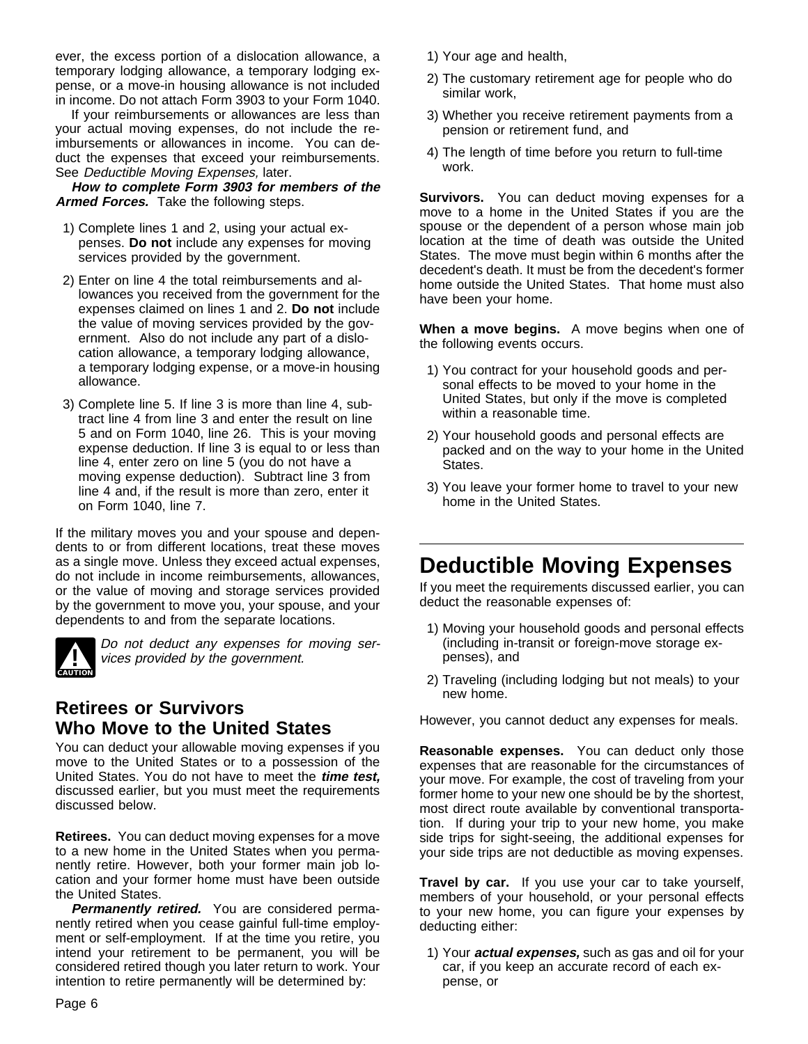ever, the excess portion of a dislocation allowance, a temporary lodging allowance, a temporary lodging expense, or a move-in housing allowance is not included in income. Do not attach Form 3903 to your Form 1040.

If your reimbursements or allowances are less than your actual moving expenses, do not include the reimbursements or allowances in income. You can deduct the expenses that exceed your reimbursements. See *Deductible Moving Expenses,* later.

***How to complete Form 3903 for members of the Armed Forces.*** Take the following steps.

1) Complete lines 1 and 2, using your actual expenses. **Do not** include any expenses for moving services provided by the government.
2) Enter on line 4 the total reimbursements and allowances you received from the government for the expenses claimed on lines 1 and 2. **Do not** include the value of moving services provided by the government. Also do not include any part of a dislocation allowance, a temporary lodging allowance, a temporary lodging expense, or a move-in housing allowance.
3) Complete line 5. If line 3 is more than line 4, subtract line 4 from line 3 and enter the result on line 5 and on Form 1040, line 26. This is your moving expense deduction. If line 3 is equal to or less than line 4, enter zero on line 5 (you do not have a moving expense deduction). Subtract line 3 from line 4 and, if the result is more than zero, enter it on Form 1040, line 7.

If the military moves you and your spouse and dependents to or from different locations, treat these moves as a single move. Unless they exceed actual expenses, do not include in income reimbursements, allowances, or the value of moving and storage services provided by the government to move you, your spouse, and your dependents to and from the separate locations.

CAUTION: *Do not deduct any expenses for moving services provided by the government.*

## Retirees or Survivors Who Move to the United States

You can deduct your allowable moving expenses if you move to the United States or to a possession of the United States. You do not have to meet the ***time test,*** discussed earlier, but you must meet the requirements discussed below.

**Retirees.** You can deduct moving expenses for a move to a new home in the United States when you permanently retire. However, both your former main job location and your former home must have been outside the United States.

***Permanently retired.*** You are considered permanently retired when you cease gainful full-time employment or self-employment. If at the time you retire, you intend your retirement to be permanent, you will be considered retired though you later return to work. Your intention to retire permanently will be determined by:

1) Your age and health,
2) The customary retirement age for people who do similar work,
3) Whether you receive retirement payments from a pension or retirement fund, and
4) The length of time before you return to full-time work.

**Survivors.** You can deduct moving expenses for a move to a home in the United States if you are the spouse or the dependent of a person whose main job location at the time of death was outside the United States. The move must begin within 6 months after the decedent's death. It must be from the decedent's former home outside the United States. That home must also have been your home.

**When a move begins.** A move begins when one of the following events occurs.

1) You contract for your household goods and personal effects to be moved to your home in the United States, but only if the move is completed within a reasonable time.
2) Your household goods and personal effects are packed and on the way to your home in the United States.
3) You leave your former home to travel to your new home in the United States.

# Deductible Moving Expenses

If you meet the requirements discussed earlier, you can deduct the reasonable expenses of:

1) Moving your household goods and personal effects (including in-transit or foreign-move storage expenses), and
2) Traveling (including lodging but not meals) to your new home.

However, you cannot deduct any expenses for meals.

**Reasonable expenses.** You can deduct only those expenses that are reasonable for the circumstances of your move. For example, the cost of traveling from your former home to your new one should be by the shortest, most direct route available by conventional transportation. If during your trip to your new home, you make side trips for sight-seeing, the additional expenses for your side trips are not deductible as moving expenses.

**Travel by car.** If you use your car to take yourself, members of your household, or your personal effects to your new home, you can figure your expenses by deducting either:

1) Your ***actual expenses,*** such as gas and oil for your car, if you keep an accurate record of each expense, or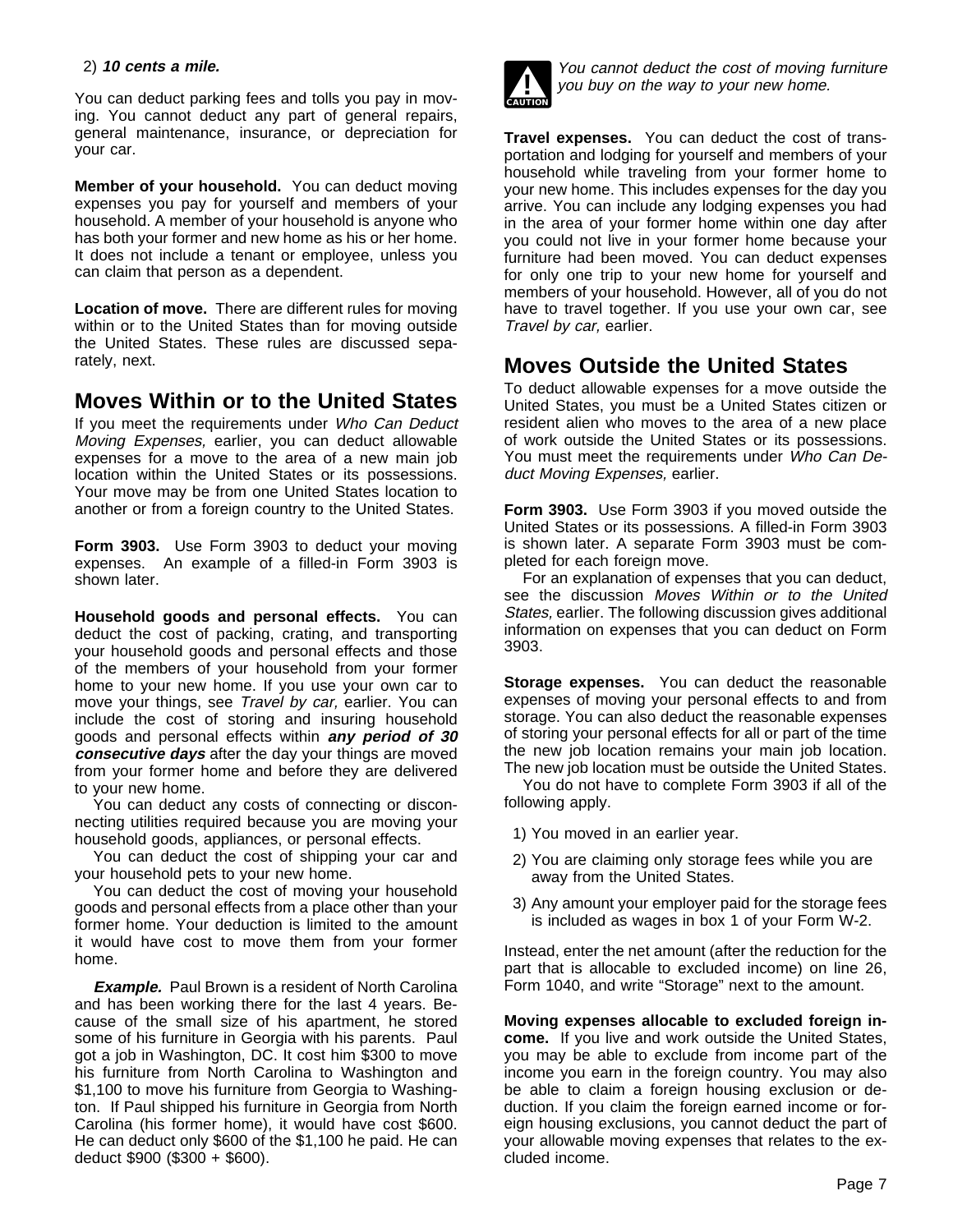2) ***10 cents a mile.***

You can deduct parking fees and tolls you pay in moving. You cannot deduct any part of general repairs, general maintenance, insurance, or depreciation for your car.

**Member of your household.** You can deduct moving expenses you pay for yourself and members of your household. A member of your household is anyone who has both your former and new home as his or her home. It does not include a tenant or employee, unless you can claim that person as a dependent.

**Location of move.** There are different rules for moving within or to the United States than for moving outside the United States. These rules are discussed separately, next.

## Moves Within or to the United States

If you meet the requirements under *Who Can Deduct Moving Expenses,* earlier, you can deduct allowable expenses for a move to the area of a new main job location within the United States or its possessions. Your move may be from one United States location to another or from a foreign country to the United States.

**Form 3903.** Use Form 3903 to deduct your moving expenses. An example of a filled-in Form 3903 is shown later.

**Household goods and personal effects.** You can deduct the cost of packing, crating, and transporting your household goods and personal effects and those of the members of your household from your former home to your new home. If you use your own car to move your things, see *Travel by car,* earlier. You can include the cost of storing and insuring household goods and personal effects within ***any period of 30 consecutive days*** after the day your things are moved from your former home and before they are delivered to your new home.

You can deduct any costs of connecting or disconnecting utilities required because you are moving your household goods, appliances, or personal effects.

You can deduct the cost of shipping your car and your household pets to your new home.

You can deduct the cost of moving your household goods and personal effects from a place other than your former home. Your deduction is limited to the amount it would have cost to move them from your former home.

***Example.*** Paul Brown is a resident of North Carolina and has been working there for the last 4 years. Because of the small size of his apartment, he stored some of his furniture in Georgia with his parents. Paul got a job in Washington, DC. It cost him $300 to move his furniture from North Carolina to Washington and $1,100 to move his furniture from Georgia to Washington. If Paul shipped his furniture in Georgia from North Carolina (his former home), it would have cost $600. He can deduct only $600 of the $1,100 he paid. He can deduct $900 ($300 + $600).

CAUTION: *You cannot deduct the cost of moving furniture you buy on the way to your new home.*

**Travel expenses.** You can deduct the cost of transportation and lodging for yourself and members of your household while traveling from your former home to your new home. This includes expenses for the day you arrive. You can include any lodging expenses you had in the area of your former home within one day after you could not live in your former home because your furniture had been moved. You can deduct expenses for only one trip to your new home for yourself and members of your household. However, all of you do not have to travel together. If you use your own car, see *Travel by car,* earlier.

## Moves Outside the United States

To deduct allowable expenses for a move outside the United States, you must be a United States citizen or resident alien who moves to the area of a new place of work outside the United States or its possessions. You must meet the requirements under *Who Can Deduct Moving Expenses,* earlier.

**Form 3903.** Use Form 3903 if you moved outside the United States or its possessions. A filled-in Form 3903 is shown later. A separate Form 3903 must be completed for each foreign move.

For an explanation of expenses that you can deduct, see the discussion *Moves Within or to the United States,* earlier. The following discussion gives additional information on expenses that you can deduct on Form 3903.

**Storage expenses.** You can deduct the reasonable expenses of moving your personal effects to and from storage. You can also deduct the reasonable expenses of storing your personal effects for all or part of the time the new job location remains your main job location. The new job location must be outside the United States.

You do not have to complete Form 3903 if all of the following apply.

1) You moved in an earlier year.
2) You are claiming only storage fees while you are away from the United States.
3) Any amount your employer paid for the storage fees is included as wages in box 1 of your Form W-2.

Instead, enter the net amount (after the reduction for the part that is allocable to excluded income) on line 26, Form 1040, and write “Storage” next to the amount.

**Moving expenses allocable to excluded foreign income.** If you live and work outside the United States, you may be able to exclude from income part of the income you earn in the foreign country. You may also be able to claim a foreign housing exclusion or deduction. If you claim the foreign earned income or foreign housing exclusions, you cannot deduct the part of your allowable moving expenses that relates to the excluded income.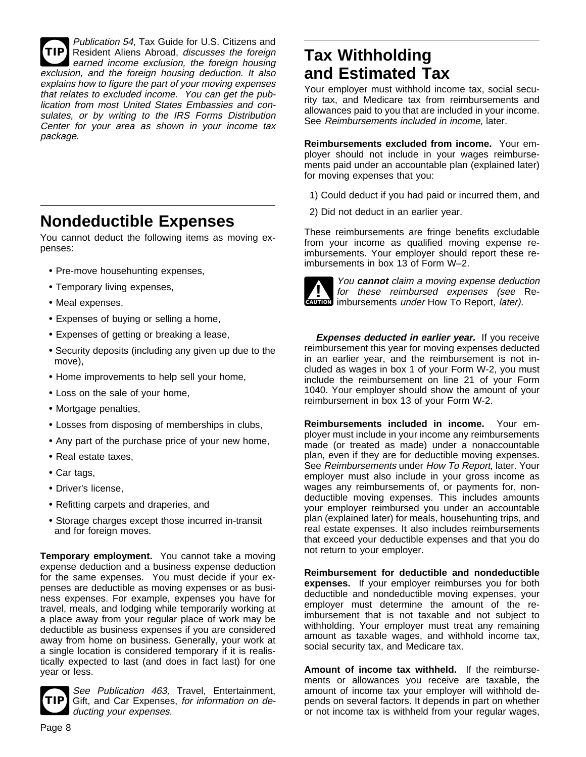**TIP** *Publication 54,* Tax Guide for U.S. Citizens and Resident Aliens Abroad, *discusses the foreign earned income exclusion, the foreign housing exclusion, and the foreign housing deduction. It also explains how to figure the part of your moving expenses that relates to excluded income. You can get the publication from most United States Embassies and consulates, or by writing to the IRS Forms Distribution Center for your area as shown in your income tax package.*

## Nondeductible Expenses

You cannot deduct the following items as moving expenses:

- Pre-move househunting expenses,
- Temporary living expenses,
- Meal expenses,
- Expenses of buying or selling a home,
- Expenses of getting or breaking a lease,
- Security deposits (including any given up due to the move),
- Home improvements to help sell your home,
- Loss on the sale of your home,
- Mortgage penalties,
- Losses from disposing of memberships in clubs,
- Any part of the purchase price of your new home,
- Real estate taxes,
- Car tags,
- Driver's license,
- Refitting carpets and draperies, and
- Storage charges except those incurred in-transit and for foreign moves.

**Temporary employment.** You cannot take a moving expense deduction and a business expense deduction for the same expenses. You must decide if your expenses are deductible as moving expenses or as business expenses. For example, expenses you have for travel, meals, and lodging while temporarily working at a place away from your regular place of work may be deductible as business expenses if you are considered away from home on business. Generally, your work at a single location is considered temporary if it is realistically expected to last (and does in fact last) for one year or less.

**TIP** *See Publication 463,* Travel, Entertainment, Gift, and Car Expenses, *for information on deducting your expenses.*

## Tax Withholding and Estimated Tax

Your employer must withhold income tax, social security tax, and Medicare tax from reimbursements and allowances paid to you that are included in your income. See *Reimbursements included in income,* later.

**Reimbursements excluded from income.** Your employer should not include in your wages reimbursements paid under an accountable plan (explained later) for moving expenses that you:

1) Could deduct if you had paid or incurred them, and

2) Did not deduct in an earlier year.

These reimbursements are fringe benefits excludable from your income as qualified moving expense reimbursements. Your employer should report these reimbursements in box 13 of Form W–2.

**CAUTION** *You* ***cannot*** *claim a moving expense deduction for these reimbursed expenses (see* Reimbursements *under* How To Report, *later).*

***Expenses deducted in earlier year.*** If you receive reimbursement this year for moving expenses deducted in an earlier year, and the reimbursement is not included as wages in box 1 of your Form W-2, you must include the reimbursement on line 21 of your Form 1040. Your employer should show the amount of your reimbursement in box 13 of your Form W-2.

**Reimbursements included in income.** Your employer must include in your income any reimbursements made (or treated as made) under a nonaccountable plan, even if they are for deductible moving expenses. See *Reimbursements* under *How To Report,* later. Your employer must also include in your gross income as wages any reimbursements of, or payments for, nondeductible moving expenses. This includes amounts your employer reimbursed you under an accountable plan (explained later) for meals, househunting trips, and real estate expenses. It also includes reimbursements that exceed your deductible expenses and that you do not return to your employer.

**Reimbursement for deductible and nondeductible expenses.** If your employer reimburses you for both deductible and nondeductible moving expenses, your employer must determine the amount of the reimbursement that is not taxable and not subject to withholding. Your employer must treat any remaining amount as taxable wages, and withhold income tax, social security tax, and Medicare tax.

**Amount of income tax withheld.** If the reimbursements or allowances you receive are taxable, the amount of income tax your employer will withhold depends on several factors. It depends in part on whether or not income tax is withheld from your regular wages,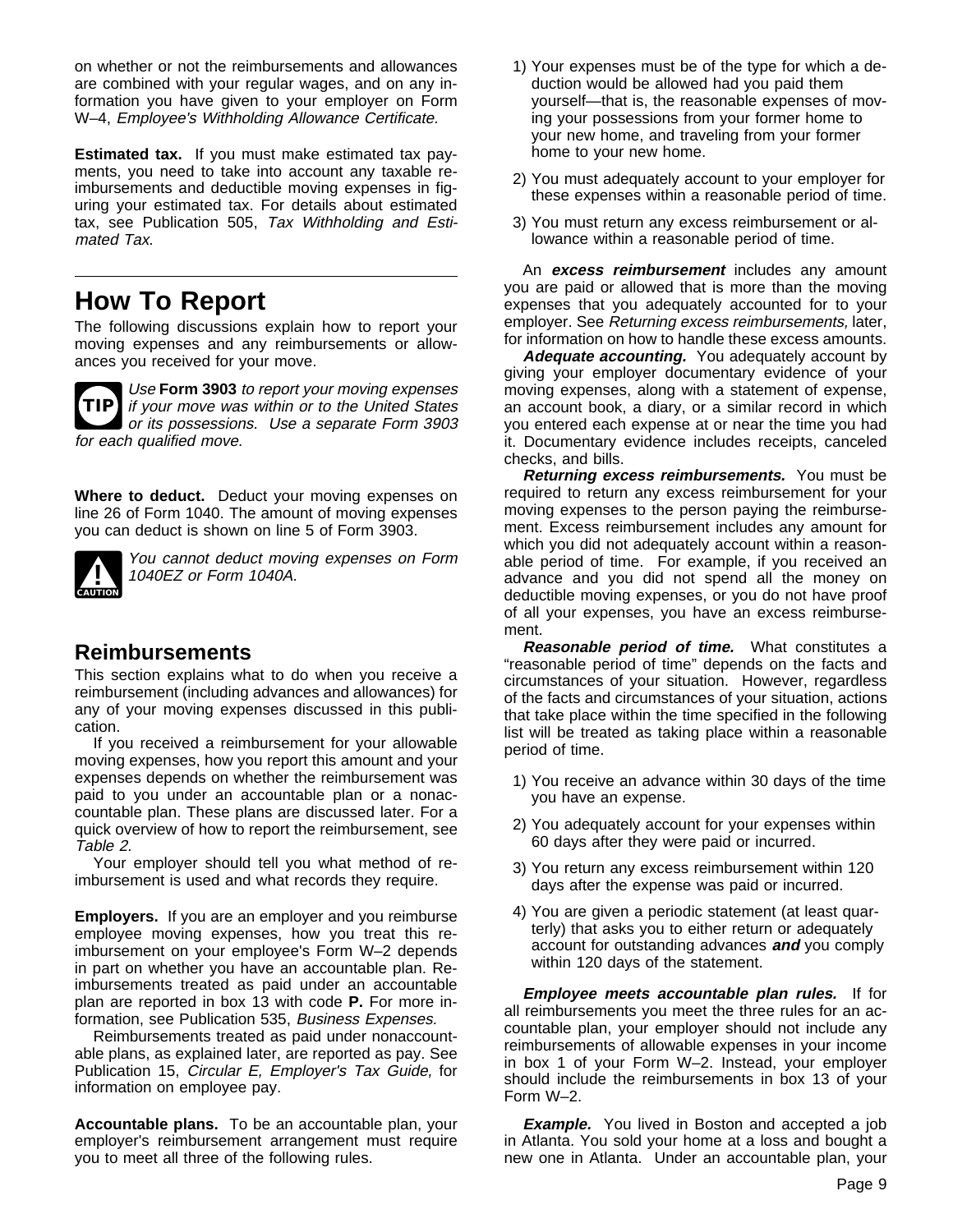on whether or not the reimbursements and allowances are combined with your regular wages, and on any information you have given to your employer on Form W–4, *Employee's Withholding Allowance Certificate.*

**Estimated tax.** If you must make estimated tax payments, you need to take into account any taxable reimbursements and deductible moving expenses in figuring your estimated tax. For details about estimated tax, see Publication 505, *Tax Withholding and Estimated Tax*.

# How To Report

The following discussions explain how to report your moving expenses and any reimbursements or allowances you received for your move.

> **TIP** *Use* **Form 3903** *to report your moving expenses if your move was within or to the United States or its possessions. Use a separate Form 3903 for each qualified move.*

**Where to deduct.** Deduct your moving expenses on line 26 of Form 1040. The amount of moving expenses you can deduct is shown on line 5 of Form 3903.

> **CAUTION** *You cannot deduct moving expenses on Form 1040EZ or Form 1040A.*

## Reimbursements

This section explains what to do when you receive a reimbursement (including advances and allowances) for any of your moving expenses discussed in this publication.

If you received a reimbursement for your allowable moving expenses, how you report this amount and your expenses depends on whether the reimbursement was paid to you under an accountable plan or a nonaccountable plan. These plans are discussed later. For a quick overview of how to report the reimbursement, see *Table 2.*

Your employer should tell you what method of reimbursement is used and what records they require.

**Employers.** If you are an employer and you reimburse employee moving expenses, how you treat this reimbursement on your employee's Form W–2 depends in part on whether you have an accountable plan. Reimbursements treated as paid under an accountable plan are reported in box 13 with code **P.** For more information, see Publication 535, *Business Expenses.*

Reimbursements treated as paid under nonaccountable plans, as explained later, are reported as pay. See Publication 15, *Circular E, Employer's Tax Guide,* for information on employee pay.

**Accountable plans.** To be an accountable plan, your employer's reimbursement arrangement must require you to meet all three of the following rules.

1) Your expenses must be of the type for which a deduction would be allowed had you paid them yourself—that is, the reasonable expenses of moving your possessions from your former home to your new home, and traveling from your former home to your new home.

2) You must adequately account to your employer for these expenses within a reasonable period of time.

3) You must return any excess reimbursement or allowance within a reasonable period of time.

An ***excess reimbursement*** includes any amount you are paid or allowed that is more than the moving expenses that you adequately accounted for to your employer. See *Returning excess reimbursements,* later, for information on how to handle these excess amounts.

***Adequate accounting.*** You adequately account by giving your employer documentary evidence of your moving expenses, along with a statement of expense, an account book, a diary, or a similar record in which you entered each expense at or near the time you had it. Documentary evidence includes receipts, canceled checks, and bills.

***Returning excess reimbursements.*** You must be required to return any excess reimbursement for your moving expenses to the person paying the reimbursement. Excess reimbursement includes any amount for which you did not adequately account within a reasonable period of time. For example, if you received an advance and you did not spend all the money on deductible moving expenses, or you do not have proof of all your expenses, you have an excess reimbursement.

***Reasonable period of time.*** What constitutes a "reasonable period of time" depends on the facts and circumstances of your situation. However, regardless of the facts and circumstances of your situation, actions that take place within the time specified in the following list will be treated as taking place within a reasonable period of time.

1) You receive an advance within 30 days of the time you have an expense.

2) You adequately account for your expenses within 60 days after they were paid or incurred.

3) You return any excess reimbursement within 120 days after the expense was paid or incurred.

4) You are given a periodic statement (at least quarterly) that asks you to either return or adequately account for outstanding advances ***and*** you comply within 120 days of the statement.

***Employee meets accountable plan rules.*** If for all reimbursements you meet the three rules for an accountable plan, your employer should not include any reimbursements of allowable expenses in your income in box 1 of your Form W–2. Instead, your employer should include the reimbursements in box 13 of your Form W–2.

***Example.*** You lived in Boston and accepted a job in Atlanta. You sold your home at a loss and bought a new one in Atlanta. Under an accountable plan, your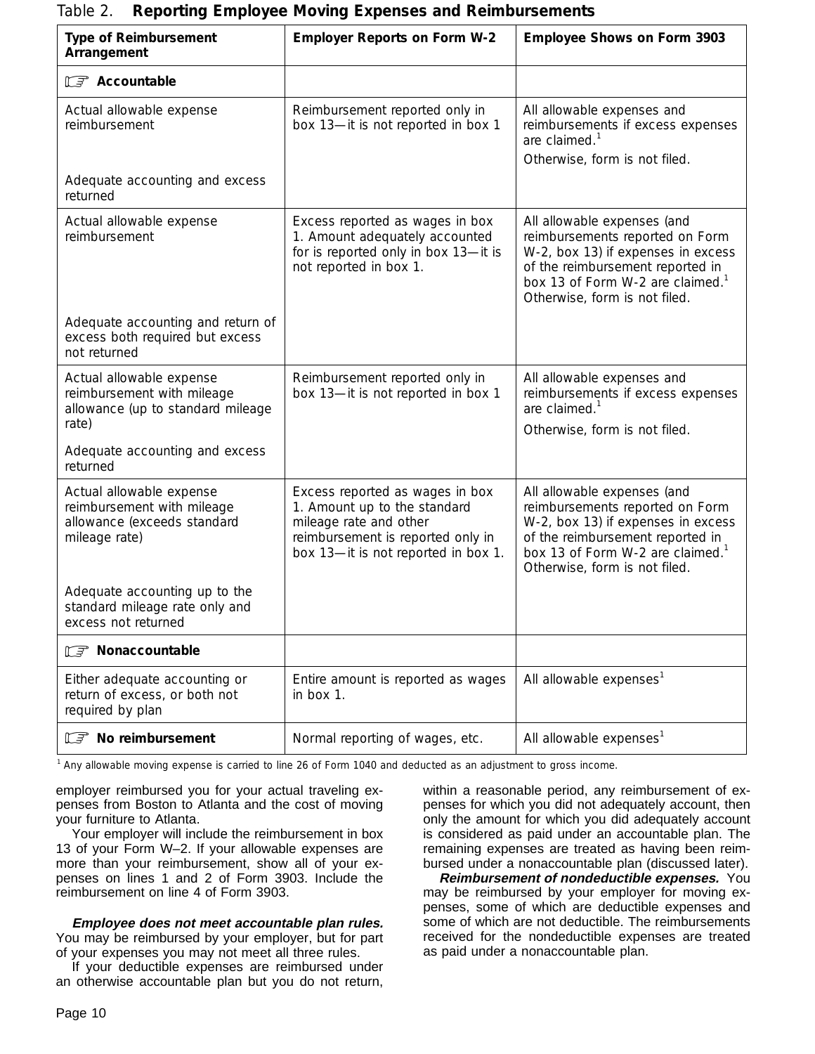Table 2. **Reporting Employee Moving Expenses and Reimbursements**

| Type of Reimbursement Arrangement | Employer Reports on Form W-2 | Employee Shows on Form 3903 |
|---|---|---|
| **Accountable** | | |
| Actual allowable expense reimbursement<br><br>Adequate accounting and excess returned | Reimbursement reported only in box 13—it is not reported in box 1 | All allowable expenses and reimbursements if excess expenses are claimed.[1]<br><br>Otherwise, form is not filed. |
| Actual allowable expense reimbursement<br><br>Adequate accounting and return of excess both required but excess not returned | Excess reported as wages in box 1. Amount adequately accounted for is reported only in box 13—it is not reported in box 1. | All allowable expenses (and reimbursements reported on Form W-2, box 13) if expenses in excess of the reimbursement reported in box 13 of Form W-2 are claimed.[1] Otherwise, form is not filed. |
| Actual allowable expense reimbursement with mileage allowance (up to standard mileage rate)<br><br>Adequate accounting and excess returned | Reimbursement reported only in box 13—it is not reported in box 1 | All allowable expenses and reimbursements if excess expenses are claimed.[1]<br><br>Otherwise, form is not filed. |
| Actual allowable expense reimbursement with mileage allowance (exceeds standard mileage rate)<br><br>Adequate accounting up to the standard mileage rate only and excess not returned | Excess reported as wages in box 1. Amount up to the standard mileage rate and other reimbursement is reported only in box 13—it is not reported in box 1. | All allowable expenses (and reimbursements reported on Form W-2, box 13) if expenses in excess of the reimbursement reported in box 13 of Form W-2 are claimed.[1] Otherwise, form is not filed. |
| **Nonaccountable** | | |
| Either adequate accounting or return of excess, or both not required by plan | Entire amount is reported as wages in box 1. | All allowable expenses[1] |
| **No reimbursement** | Normal reporting of wages, etc. | All allowable expenses[1] |

[1] Any allowable moving expense is carried to line 26 of Form 1040 and deducted as an adjustment to gross income.

employer reimbursed you for your actual traveling expenses from Boston to Atlanta and the cost of moving your furniture to Atlanta.

Your employer will include the reimbursement in box 13 of your Form W–2. If your allowable expenses are more than your reimbursement, show all of your expenses on lines 1 and 2 of Form 3903. Include the reimbursement on line 4 of Form 3903.

***Employee does not meet accountable plan rules.*** You may be reimbursed by your employer, but for part of your expenses you may not meet all three rules.

If your deductible expenses are reimbursed under an otherwise accountable plan but you do not return, within a reasonable period, any reimbursement of expenses for which you did not adequately account, then only the amount for which you did adequately account is considered as paid under an accountable plan. The remaining expenses are treated as having been reimbursed under a nonaccountable plan (discussed later).

***Reimbursement of nondeductible expenses.*** You may be reimbursed by your employer for moving expenses, some of which are deductible expenses and some of which are not deductible. The reimbursements received for the nondeductible expenses are treated as paid under a nonaccountable plan.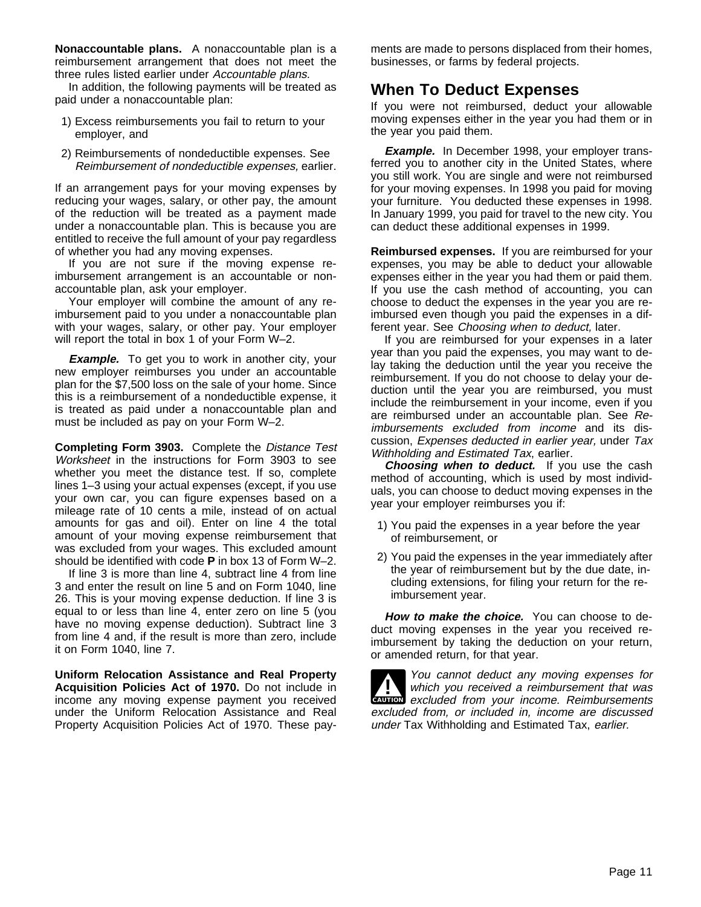**Nonaccountable plans.** A nonaccountable plan is a reimbursement arrangement that does not meet the three rules listed earlier under *Accountable plans.*

In addition, the following payments will be treated as paid under a nonaccountable plan:

1) Excess reimbursements you fail to return to your employer, and
2) Reimbursements of nondeductible expenses. See *Reimbursement of nondeductible expenses,* earlier.

If an arrangement pays for your moving expenses by reducing your wages, salary, or other pay, the amount of the reduction will be treated as a payment made under a nonaccountable plan. This is because you are entitled to receive the full amount of your pay regardless of whether you had any moving expenses.

If you are not sure if the moving expense reimbursement arrangement is an accountable or nonaccountable plan, ask your employer.

Your employer will combine the amount of any reimbursement paid to you under a nonaccountable plan with your wages, salary, or other pay. Your employer will report the total in box 1 of your Form W–2.

***Example.*** To get you to work in another city, your new employer reimburses you under an accountable plan for the $7,500 loss on the sale of your home. Since this is a reimbursement of a nondeductible expense, it is treated as paid under a nonaccountable plan and must be included as pay on your Form W–2.

**Completing Form 3903.** Complete the *Distance Test Worksheet* in the instructions for Form 3903 to see whether you meet the distance test. If so, complete lines 1–3 using your actual expenses (except, if you use your own car, you can figure expenses based on a mileage rate of 10 cents a mile, instead of on actual amounts for gas and oil). Enter on line 4 the total amount of your moving expense reimbursement that was excluded from your wages. This excluded amount should be identified with code **P** in box 13 of Form W–2.

If line 3 is more than line 4, subtract line 4 from line 3 and enter the result on line 5 and on Form 1040, line 26. This is your moving expense deduction. If line 3 is equal to or less than line 4, enter zero on line 5 (you have no moving expense deduction). Subtract line 3 from line 4 and, if the result is more than zero, include it on Form 1040, line 7.

**Uniform Relocation Assistance and Real Property Acquisition Policies Act of 1970.** Do not include in income any moving expense payment you received under the Uniform Relocation Assistance and Real Property Acquisition Policies Act of 1970. These payments are made to persons displaced from their homes, businesses, or farms by federal projects.

## When To Deduct Expenses

If you were not reimbursed, deduct your allowable moving expenses either in the year you had them or in the year you paid them.

***Example.*** In December 1998, your employer transferred you to another city in the United States, where you still work. You are single and were not reimbursed for your moving expenses. In 1998 you paid for moving your furniture. You deducted these expenses in 1998. In January 1999, you paid for travel to the new city. You can deduct these additional expenses in 1999.

**Reimbursed expenses.** If you are reimbursed for your expenses, you may be able to deduct your allowable expenses either in the year you had them or paid them. If you use the cash method of accounting, you can choose to deduct the expenses in the year you are reimbursed even though you paid the expenses in a different year. See *Choosing when to deduct,* later.

If you are reimbursed for your expenses in a later year than you paid the expenses, you may want to delay taking the deduction until the year you receive the reimbursement. If you do not choose to delay your deduction until the year you are reimbursed, you must include the reimbursement in your income, even if you are reimbursed under an accountable plan. See *Reimbursements excluded from income* and its discussion, *Expenses deducted in earlier year,* under *Tax Withholding and Estimated Tax*, earlier.

***Choosing when to deduct.*** If you use the cash method of accounting, which is used by most individuals, you can choose to deduct moving expenses in the year your employer reimburses you if:

1) You paid the expenses in a year before the year of reimbursement, or
2) You paid the expenses in the year immediately after the year of reimbursement but by the due date, including extensions, for filing your return for the reimbursement year.

***How to make the choice.*** You can choose to deduct moving expenses in the year you received reimbursement by taking the deduction on your return, or amended return, for that year.

CAUTION: *You cannot deduct any moving expenses for which you received a reimbursement that was excluded from your income. Reimbursements excluded from, or included in, income are discussed under* Tax Withholding and Estimated Tax, *earlier.*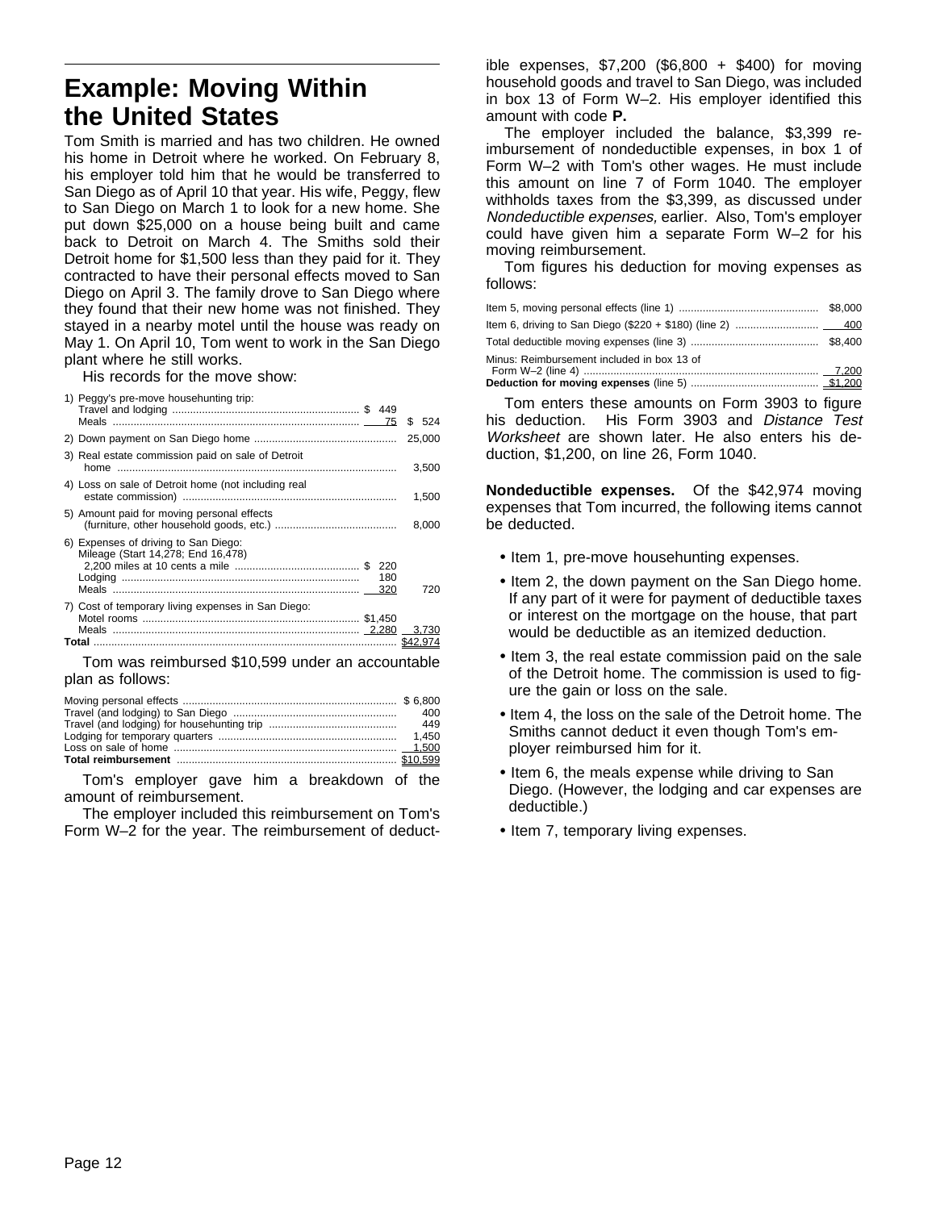## Example: Moving Within the United States

Tom Smith is married and has two children. He owned his home in Detroit where he worked. On February 8, his employer told him that he would be transferred to San Diego as of April 10 that year. His wife, Peggy, flew to San Diego on March 1 to look for a new home. She put down $25,000 on a house being built and came back to Detroit on March 4. The Smiths sold their Detroit home for $1,500 less than they paid for it. They contracted to have their personal effects moved to San Diego on April 3. The family drove to San Diego where they found that their new home was not finished. They stayed in a nearby motel until the house was ready on May 1. On April 10, Tom went to work in the San Diego plant where he still works.

His records for the move show:

| | | |
|---|---|---|
| 1) Peggy's pre-move househunting trip: | | |
| Travel and lodging | $ 449 | |
| Meals | 75 | $ 524 |
| 2) Down payment on San Diego home | | 25,000 |
| 3) Real estate commission paid on sale of Detroit home | | 3,500 |
| 4) Loss on sale of Detroit home (not including real estate commission) | | 1,500 |
| 5) Amount paid for moving personal effects (furniture, other household goods, etc.) | | 8,000 |
| 6) Expenses of driving to San Diego: Mileage (Start 14,278; End 16,478) | | |
| 2,200 miles at 10 cents a mile | $ 220 | |
| Lodging | 180 | |
| Meals | 320 | 720 |
| 7) Cost of temporary living expenses in San Diego: | | |
| Motel rooms | $1,450 | |
| Meals | 2,280 | 3,730 |
| **Total** | | $42,974 |

Tom was reimbursed $10,599 under an accountable plan as follows:

| | |
|---|---|
| Moving personal effects | $ 6,800 |
| Travel (and lodging) to San Diego | 400 |
| Travel (and lodging) for househunting trip | 449 |
| Lodging for temporary quarters | 1,450 |
| Loss on sale of home | 1,500 |
| **Total reimbursement** | $10,599 |

Tom's employer gave him a breakdown of the amount of reimbursement.

The employer included this reimbursement on Tom's Form W–2 for the year. The reimbursement of deductible expenses, $7,200 ($6,800 + $400) for moving household goods and travel to San Diego, was included in box 13 of Form W–2. His employer identified this amount with code **P.**

The employer included the balance, $3,399 reimbursement of nondeductible expenses, in box 1 of Form W–2 with Tom's other wages. He must include this amount on line 7 of Form 1040. The employer withholds taxes from the $3,399, as discussed under *Nondeductible expenses,* earlier. Also, Tom's employer could have given him a separate Form W–2 for his moving reimbursement.

Tom figures his deduction for moving expenses as follows:

| | |
|---|---|
| Item 5, moving personal effects (line 1) | $8,000 |
| Item 6, driving to San Diego ($220 + $180) (line 2) | 400 |
| Total deductible moving expenses (line 3) | $8,400 |
| Minus: Reimbursement included in box 13 of Form W–2 (line 4) | 7,200 |
| **Deduction for moving expenses** (line 5) | $1,200 |

Tom enters these amounts on Form 3903 to figure his deduction. His Form 3903 and *Distance Test Worksheet* are shown later. He also enters his deduction, $1,200, on line 26, Form 1040.

**Nondeductible expenses.** Of the $42,974 moving expenses that Tom incurred, the following items cannot be deducted.

- Item 1, pre-move househunting expenses.
- Item 2, the down payment on the San Diego home. If any part of it were for payment of deductible taxes or interest on the mortgage on the house, that part would be deductible as an itemized deduction.
- Item 3, the real estate commission paid on the sale of the Detroit home. The commission is used to figure the gain or loss on the sale.
- Item 4, the loss on the sale of the Detroit home. The Smiths cannot deduct it even though Tom's employer reimbursed him for it.
- Item 6, the meals expense while driving to San Diego. (However, the lodging and car expenses are deductible.)
- Item 7, temporary living expenses.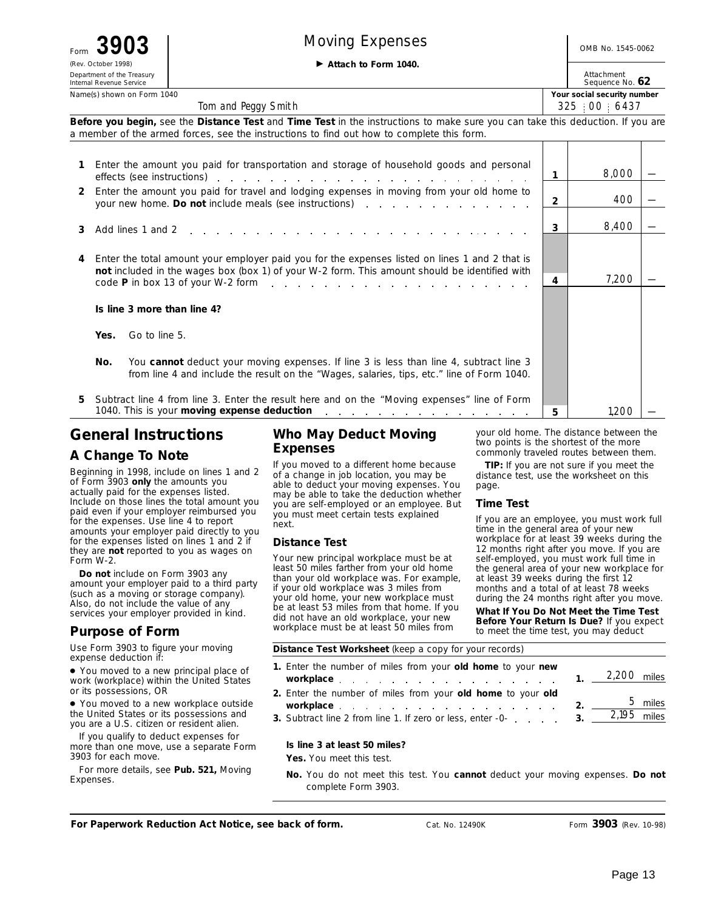Form **3903**

(Rev. October 1998)

Department of the Treasury
Internal Revenue Service

# Moving Expenses

▶ **Attach to Form 1040.**

OMB No. 1545-0062

Attachment Sequence No. **62**

| Name(s) shown on Form 1040 | Your social security number |
|---|---|
| Tom and Peggy Smith | 325 : 00 : 6437 |

**Before you begin,** see the **Distance Test** and **Time Test** in the instructions to make sure you can take this deduction. If you are a member of the armed forces, see the instructions to find out how to complete this form.

| | | | | |
|---|---|---|---|---|
| **1** | Enter the amount you paid for transportation and storage of household goods and personal effects (see instructions) | **1** | 8,000 | — |
| **2** | Enter the amount you paid for travel and lodging expenses in moving from your old home to your new home. **Do not** include meals (see instructions) | **2** | 400 | — |
| **3** | Add lines 1 and 2 | **3** | 8,400 | — |
| **4** | Enter the total amount your employer paid you for the expenses listed on lines 1 and 2 that is **not** included in the wages box (box 1) of your W-2 form. This amount should be identified with code **P** in box 13 of your W-2 form | **4** | 7,200 | — |
| | **Is line 3 more than line 4?** | | | |
| | **Yes.** Go to line 5. | | | |
| | **No.** You **cannot** deduct your moving expenses. If line 3 is less than line 4, subtract line 3 from line 4 and include the result on the "Wages, salaries, tips, etc." line of Form 1040. | | | |
| **5** | Subtract line 4 from line 3. Enter the result here and on the "Moving expenses" line of Form 1040. This is your **moving expense deduction** | **5** | 1,200 | — |

## General Instructions

### A Change To Note

Beginning in 1998, include on lines 1 and 2 of Form 3903 **only** the amounts you actually paid for the expenses listed. Include on those lines the total amount you paid even if your employer reimbursed you for the expenses. Use line 4 to report amounts your employer paid directly to you for the expenses listed on lines 1 and 2 if they are **not** reported to you as wages on Form W-2.

**Do not** include on Form 3903 any amount your employer paid to a third party (such as a moving or storage company). Also, do not include the value of any services your employer provided in kind.

### Purpose of Form

Use Form 3903 to figure your moving expense deduction if:

- You moved to a new principal place of work (workplace) within the United States or its possessions, OR
- You moved to a new workplace outside the United States or its possessions and you are a U.S. citizen or resident alien.

If you qualify to deduct expenses for more than one move, use a separate Form 3903 for each move.

For more details, see **Pub. 521,** Moving Expenses.

## Who May Deduct Moving Expenses

If you moved to a different home because of a change in job location, you may be able to deduct your moving expenses. You may be able to take the deduction whether you are self-employed or an employee. But you must meet certain tests explained next.

### Distance Test

Your new principal workplace must be at least 50 miles farther from your old home than your old workplace was. For example, if your old workplace was 3 miles from your old home, your new workplace must be at least 53 miles from that home. If you did not have an old workplace, your new workplace must be at least 50 miles from your old home. The distance between the two points is the shortest of the more commonly traveled routes between them.

**TIP:** If you are not sure if you meet the distance test, use the worksheet on this page.

### Time Test

If you are an employee, you must work full time in the general area of your new workplace for at least 39 weeks during the 12 months right after you move. If you are self-employed, you must work full time in the general area of your new workplace for at least 39 weeks during the first 12 months and a total of at least 78 weeks during the 24 months right after you move.

**What If You Do Not Meet the Time Test Before Your Return Is Due?** If you expect to meet the time test, you may deduct

**Distance Test Worksheet** (keep a copy for your records)

| | | | |
|---|---|---|---|
| **1.** | Enter the number of miles from your **old home** to your **new workplace** | **1.** | 2,200 miles |
| **2.** | Enter the number of miles from your **old home** to your **old workplace** | **2.** | 5 miles |
| **3.** | Subtract line 2 from line 1. If zero or less, enter -0- | **3.** | 2,195 miles |

**Is line 3 at least 50 miles?**

**Yes.** You meet this test.

**No.** You do not meet this test. You **cannot** deduct your moving expenses. **Do not** complete Form 3903.

**For Paperwork Reduction Act Notice, see back of form.** Cat. No. 12490K Form **3903** (Rev. 10-98)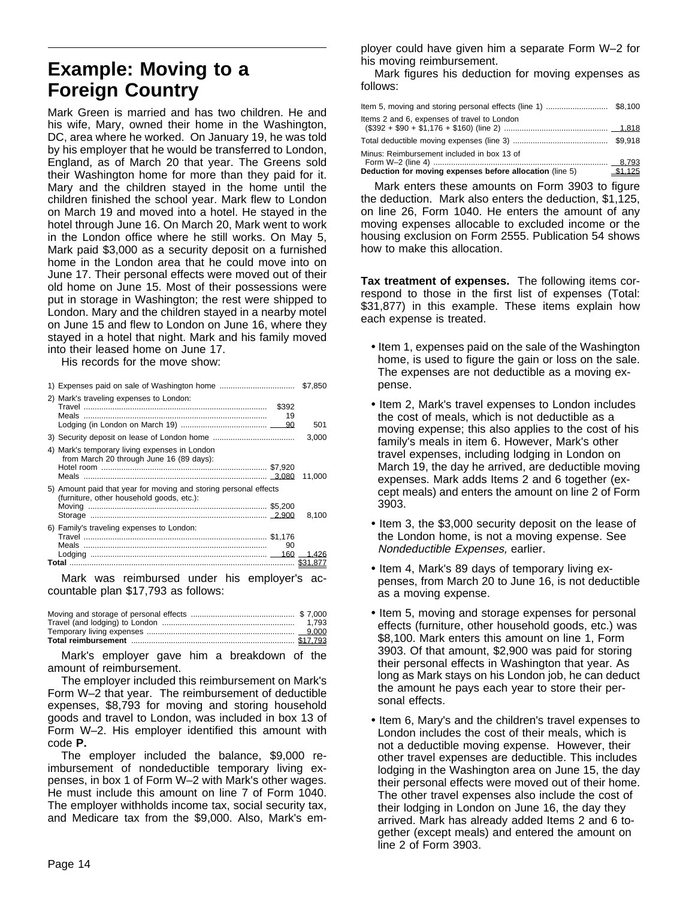## Example: Moving to a Foreign Country

Mark Green is married and has two children. He and his wife, Mary, owned their home in the Washington, DC, area where he worked. On January 19, he was told by his employer that he would be transferred to London, England, as of March 20 that year. The Greens sold their Washington home for more than they paid for it. Mary and the children stayed in the home until the children finished the school year. Mark flew to London on March 19 and moved into a hotel. He stayed in the hotel through June 16. On March 20, Mark went to work in the London office where he still works. On May 5, Mark paid $3,000 as a security deposit on a furnished home in the London area that he could move into on June 17. Their personal effects were moved out of their old home on June 15. Most of their possessions were put in storage in Washington; the rest were shipped to London. Mary and the children stayed in a nearby motel on June 15 and flew to London on June 16, where they stayed in a hotel that night. Mark and his family moved into their leased home on June 17.

His records for the move show:

| | | |
|---|---|---|
| 1) Expenses paid on sale of Washington home | | $7,850 |
| 2) Mark's traveling expenses to London: | | |
| Travel | $392 | |
| Meals | 19 | |
| Lodging (in London on March 19) | 90 | 501 |
| 3) Security deposit on lease of London home | | 3,000 |
| 4) Mark's temporary living expenses in London from March 20 through June 16 (89 days): | | |
| Hotel room | $7,920 | |
| Meals | 3,080 | 11,000 |
| 5) Amount paid that year for moving and storing personal effects (furniture, other household goods, etc.): | | |
| Moving | $5,200 | |
| Storage | 2,900 | 8,100 |
| 6) Family's traveling expenses to London: | | |
| Travel | $1,176 | |
| Meals | 90 | |
| Lodging | 160 | 1,426 |
| **Total** | | $31,877 |

Mark was reimbursed under his employer's accountable plan $17,793 as follows:

| | |
|---|---|
| Moving and storage of personal effects | $ 7,000 |
| Travel (and lodging) to London | 1,793 |
| Temporary living expenses | 9,000 |
| **Total reimbursement** | $17,793 |

Mark's employer gave him a breakdown of the amount of reimbursement.

The employer included this reimbursement on Mark's Form W–2 that year. The reimbursement of deductible expenses, $8,793 for moving and storing household goods and travel to London, was included in box 13 of Form W–2. His employer identified this amount with code **P.**

The employer included the balance, $9,000 reimbursement of nondeductible temporary living expenses, in box 1 of Form W–2 with Mark's other wages. He must include this amount on line 7 of Form 1040. The employer withholds income tax, social security tax, and Medicare tax from the $9,000. Also, Mark's employer could have given him a separate Form W–2 for his moving reimbursement.

Mark figures his deduction for moving expenses as follows:

| | |
|---|---|
| Item 5, moving and storing personal effects (line 1) | $8,100 |
| Items 2 and 6, expenses of travel to London ($392 + $90 + $1,176 + $160) (line 2) | 1,818 |
| Total deductible moving expenses (line 3) | $9,918 |
| Minus: Reimbursement included in box 13 of Form W–2 (line 4) | 8,793 |
| **Deduction for moving expenses before allocation** (line 5) | $1,125 |

Mark enters these amounts on Form 3903 to figure the deduction. Mark also enters the deduction, $1,125, on line 26, Form 1040. He enters the amount of any moving expenses allocable to excluded income or the housing exclusion on Form 2555. Publication 54 shows how to make this allocation.

**Tax treatment of expenses.** The following items correspond to those in the first list of expenses (Total: $31,877) in this example. These items explain how each expense is treated.

- Item 1, expenses paid on the sale of the Washington home, is used to figure the gain or loss on the sale. The expenses are not deductible as a moving expense.
- Item 2, Mark's travel expenses to London includes the cost of meals, which is not deductible as a moving expense; this also applies to the cost of his family's meals in item 6. However, Mark's other travel expenses, including lodging in London on March 19, the day he arrived, are deductible moving expenses. Mark adds Items 2 and 6 together (except meals) and enters the amount on line 2 of Form 3903.
- Item 3, the $3,000 security deposit on the lease of the London home, is not a moving expense. See *Nondeductible Expenses,* earlier.
- Item 4, Mark's 89 days of temporary living expenses, from March 20 to June 16, is not deductible as a moving expense.
- Item 5, moving and storage expenses for personal effects (furniture, other household goods, etc.) was $8,100. Mark enters this amount on line 1, Form 3903. Of that amount, $2,900 was paid for storing their personal effects in Washington that year. As long as Mark stays on his London job, he can deduct the amount he pays each year to store their personal effects.
- Item 6, Mary's and the children's travel expenses to London includes the cost of their meals, which is not a deductible moving expense. However, their other travel expenses are deductible. This includes lodging in the Washington area on June 15, the day their personal effects were moved out of their home. The other travel expenses also include the cost of their lodging in London on June 16, the day they arrived. Mark has already added Items 2 and 6 together (except meals) and entered the amount on line 2 of Form 3903.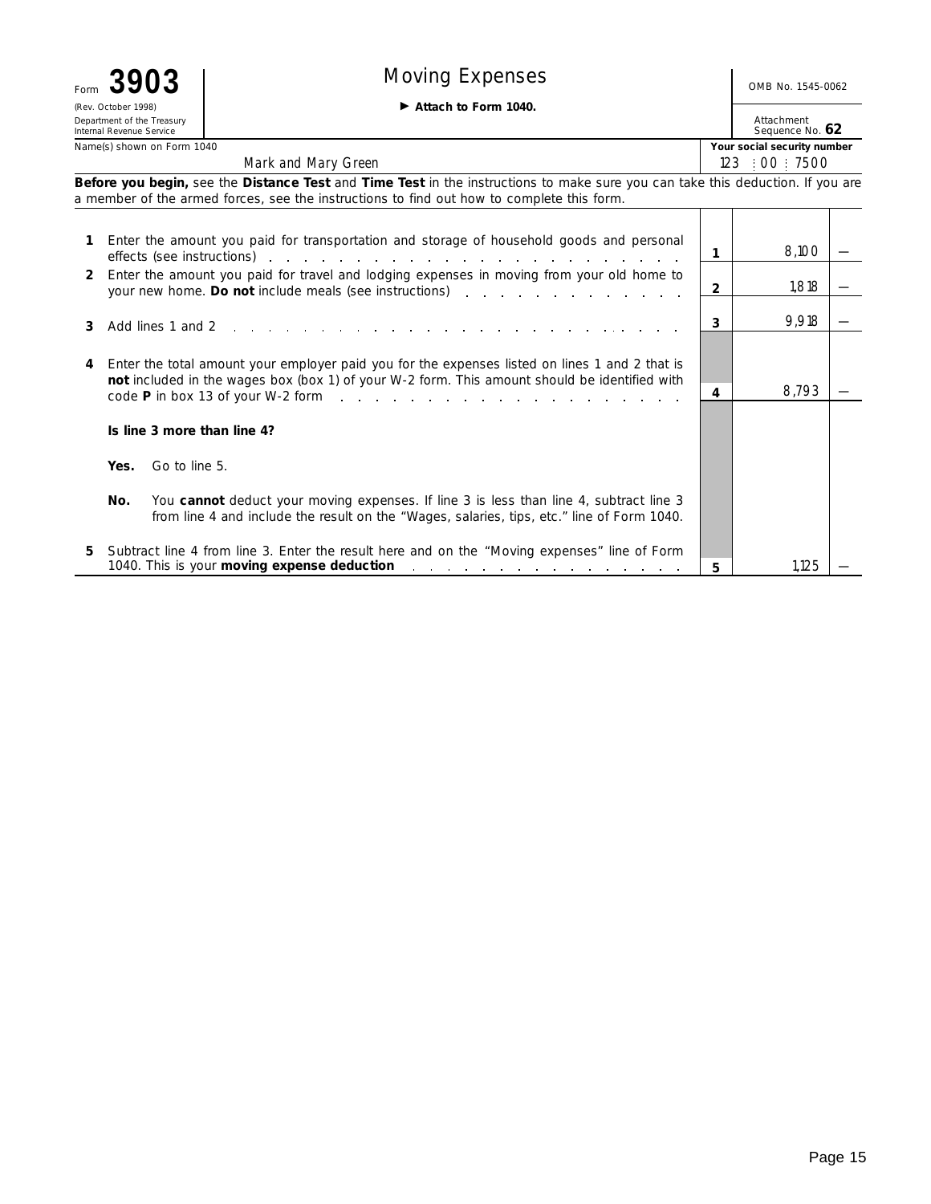Form **3903** (Rev. October 1998) Department of the Treasury Internal Revenue Service

# Moving Expenses

▶ **Attach to Form 1040.**

OMB No. 1545-0062

Attachment Sequence No. **62**

| Name(s) shown on Form 1040 | Your social security number |
|---|---|
| Mark and Mary Green | 123 : 00 : 7500 |

**Before you begin,** see the **Distance Test** and **Time Test** in the instructions to make sure you can take this deduction. If you are a member of the armed forces, see the instructions to find out how to complete this form.

| | | | | |
|---|---|---|---|---|
| **1** | Enter the amount you paid for transportation and storage of household goods and personal effects (see instructions) | **1** | 8,100 | — |
| **2** | Enter the amount you paid for travel and lodging expenses in moving from your old home to your new home. **Do not** include meals (see instructions) | **2** | 1,818 | — |
| **3** | Add lines 1 and 2 | **3** | 9,918 | — |
| **4** | Enter the total amount your employer paid you for the expenses listed on lines 1 and 2 that is **not** included in the wages box (box 1) of your W-2 form. This amount should be identified with code **P** in box 13 of your W-2 form | **4** | 8,793 | — |
| | **Is line 3 more than line 4?** | | | |
| | **Yes.** Go to line 5. | | | |
| | **No.** You **cannot** deduct your moving expenses. If line 3 is less than line 4, subtract line 3 from line 4 and include the result on the "Wages, salaries, tips, etc." line of Form 1040. | | | |
| **5** | Subtract line 4 from line 3. Enter the result here and on the "Moving expenses" line of Form 1040. This is your **moving expense deduction** | **5** | 1,125 | — |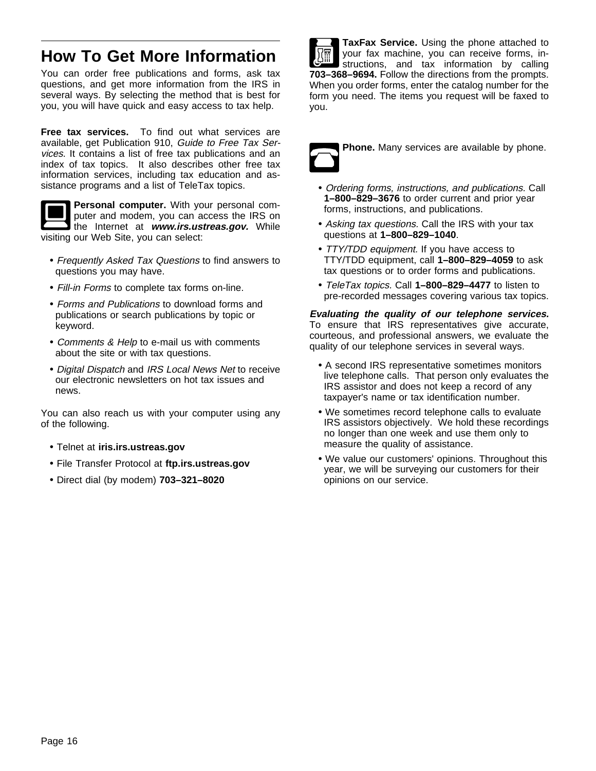## How To Get More Information

You can order free publications and forms, ask tax questions, and get more information from the IRS in several ways. By selecting the method that is best for you, you will have quick and easy access to tax help.

**Free tax services.** To find out what services are available, get Publication 910, *Guide to Free Tax Services*. It contains a list of free tax publications and an index of tax topics. It also describes other free tax information services, including tax education and assistance programs and a list of TeleTax topics.

**Personal computer.** With your personal computer and modem, you can access the IRS on the Internet at ***www.irs.ustreas.gov.*** While visiting our Web Site, you can select:

- *Frequently Asked Tax Questions* to find answers to questions you may have.
- *Fill-in Forms* to complete tax forms on-line.
- *Forms and Publications* to download forms and publications or search publications by topic or keyword.
- *Comments & Help* to e-mail us with comments about the site or with tax questions.
- *Digital Dispatch* and *IRS Local News Net* to receive our electronic newsletters on hot tax issues and news.

You can also reach us with your computer using any of the following.

- Telnet at **iris.irs.ustreas.gov**
- File Transfer Protocol at **ftp.irs.ustreas.gov**
- Direct dial (by modem) **703–321–8020**

**TaxFax Service.** Using the phone attached to your fax machine, you can receive forms, instructions, and tax information by calling **703–368–9694.** Follow the directions from the prompts. When you order forms, enter the catalog number for the form you need. The items you request will be faxed to you.

**Phone.** Many services are available by phone.

- *Ordering forms, instructions, and publications.* Call **1–800–829–3676** to order current and prior year forms, instructions, and publications.
- *Asking tax questions.* Call the IRS with your tax questions at **1–800–829–1040**.
- *TTY/TDD equipment.* If you have access to TTY/TDD equipment, call **1–800–829–4059** to ask tax questions or to order forms and publications.
- *TeleTax topics.* Call **1–800–829–4477** to listen to pre-recorded messages covering various tax topics.

***Evaluating the quality of our telephone services.*** To ensure that IRS representatives give accurate, courteous, and professional answers, we evaluate the quality of our telephone services in several ways.

- A second IRS representative sometimes monitors live telephone calls. That person only evaluates the IRS assistor and does not keep a record of any taxpayer's name or tax identification number.
- We sometimes record telephone calls to evaluate IRS assistors objectively. We hold these recordings no longer than one week and use them only to measure the quality of assistance.
- We value our customers' opinions. Throughout this year, we will be surveying our customers for their opinions on our service.